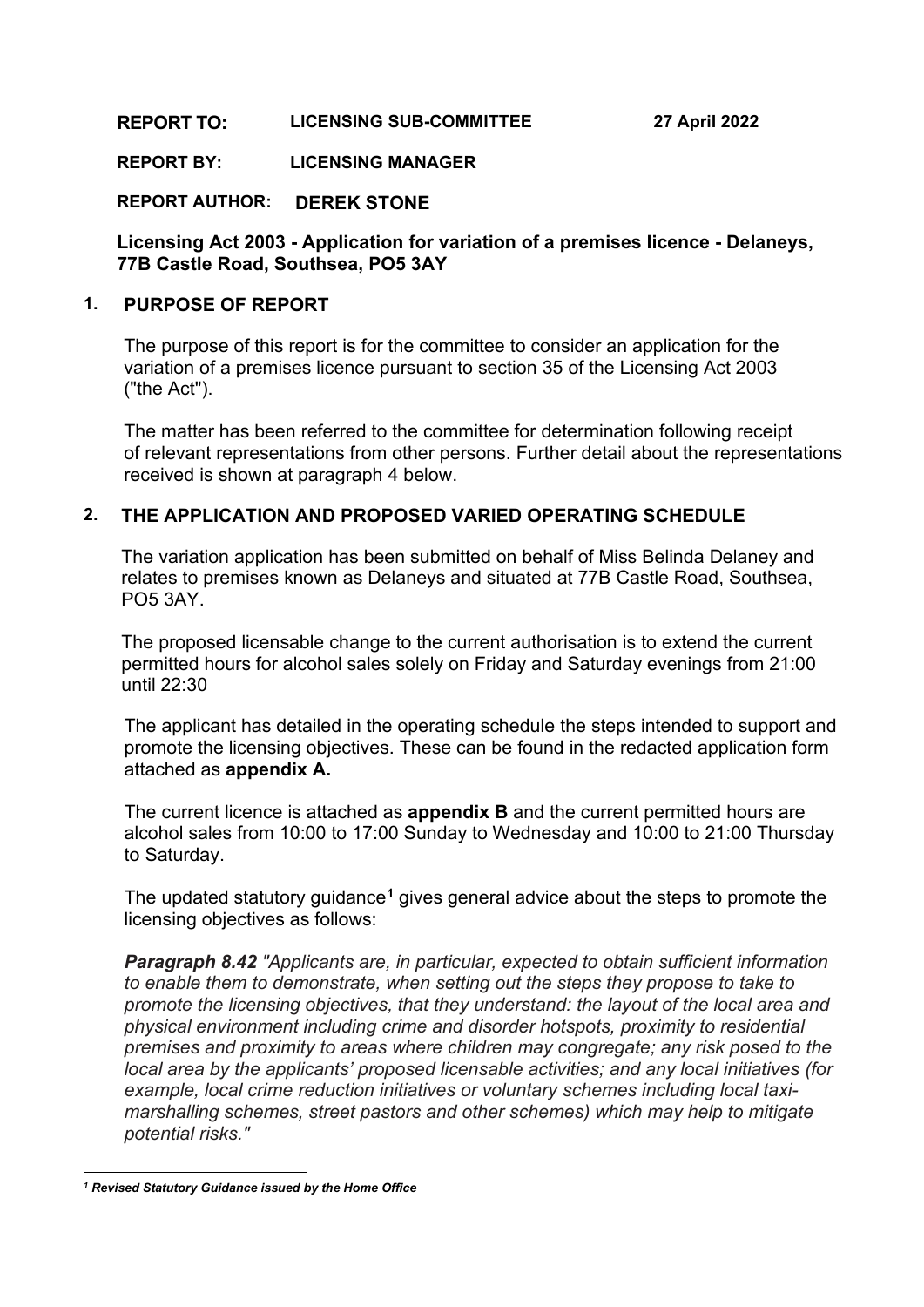**REPORT TO:** **LICENSING SUB-COMMITTEE** **27 April 2022**

**REPORT BY:** **LICENSING MANAGER**

**REPORT AUTHOR:** **DEREK STONE**

**Licensing Act 2003 - Application for variation of a premises licence - Delaneys, 77B Castle Road, Southsea, PO5 3AY**

## 1. PURPOSE OF REPORT

The purpose of this report is for the committee to consider an application for the variation of a premises licence pursuant to section 35 of the Licensing Act 2003 ("the Act").

The matter has been referred to the committee for determination following receipt of relevant representations from other persons. Further detail about the representations received is shown at paragraph 4 below.

## 2. THE APPLICATION AND PROPOSED VARIED OPERATING SCHEDULE

The variation application has been submitted on behalf of Miss Belinda Delaney and relates to premises known as Delaneys and situated at 77B Castle Road, Southsea, PO5 3AY.

The proposed licensable change to the current authorisation is to extend the current permitted hours for alcohol sales solely on Friday and Saturday evenings from 21:00 until 22:30

The applicant has detailed in the operating schedule the steps intended to support and promote the licensing objectives. These can be found in the redacted application form attached as **appendix A.**

The current licence is attached as **appendix B** and the current permitted hours are alcohol sales from 10:00 to 17:00 Sunday to Wednesday and 10:00 to 21:00 Thursday to Saturday.

The updated statutory guidance[1] gives general advice about the steps to promote the licensing objectives as follows:

***Paragraph 8.42*** *"Applicants are, in particular, expected to obtain sufficient information to enable them to demonstrate, when setting out the steps they propose to take to promote the licensing objectives, that they understand: the layout of the local area and physical environment including crime and disorder hotspots, proximity to residential premises and proximity to areas where children may congregate; any risk posed to the local area by the applicants' proposed licensable activities; and any local initiatives (for example, local crime reduction initiatives or voluntary schemes including local taxi-marshalling schemes, street pastors and other schemes) which may help to mitigate potential risks."*

---

[1] ***Revised Statutory Guidance issued by the Home Office***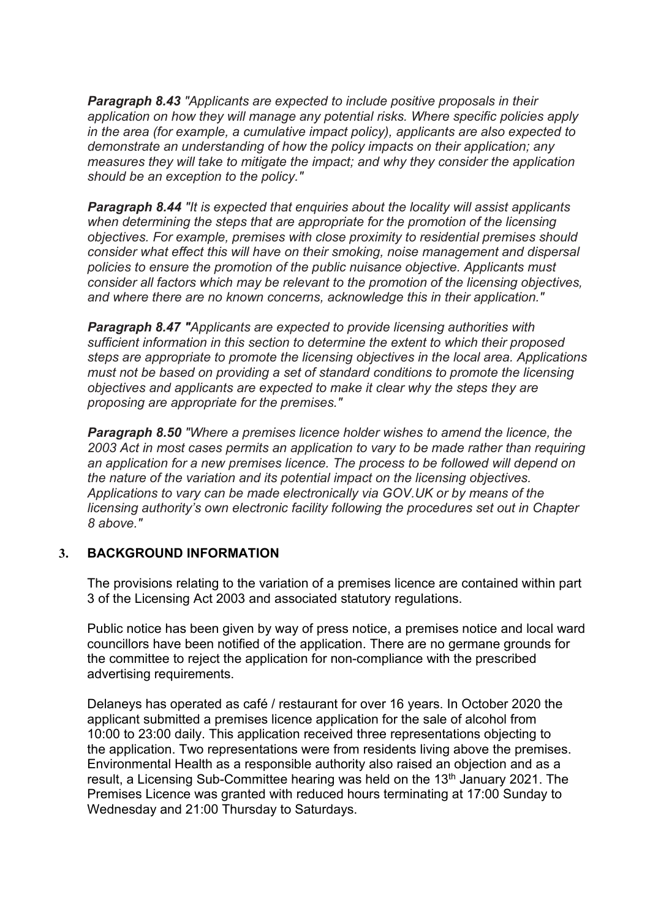***Paragraph 8.43*** *"Applicants are expected to include positive proposals in their application on how they will manage any potential risks. Where specific policies apply in the area (for example, a cumulative impact policy), applicants are also expected to demonstrate an understanding of how the policy impacts on their application; any measures they will take to mitigate the impact; and why they consider the application should be an exception to the policy."*

***Paragraph 8.44*** *"It is expected that enquiries about the locality will assist applicants when determining the steps that are appropriate for the promotion of the licensing objectives. For example, premises with close proximity to residential premises should consider what effect this will have on their smoking, noise management and dispersal policies to ensure the promotion of the public nuisance objective. Applicants must consider all factors which may be relevant to the promotion of the licensing objectives, and where there are no known concerns, acknowledge this in their application."*

***Paragraph 8.47 "****Applicants are expected to provide licensing authorities with sufficient information in this section to determine the extent to which their proposed steps are appropriate to promote the licensing objectives in the local area. Applications must not be based on providing a set of standard conditions to promote the licensing objectives and applicants are expected to make it clear why the steps they are proposing are appropriate for the premises."*

***Paragraph 8.50*** *"Where a premises licence holder wishes to amend the licence, the 2003 Act in most cases permits an application to vary to be made rather than requiring an application for a new premises licence. The process to be followed will depend on the nature of the variation and its potential impact on the licensing objectives. Applications to vary can be made electronically via GOV.UK or by means of the licensing authority's own electronic facility following the procedures set out in Chapter 8 above."*

## 3. BACKGROUND INFORMATION

The provisions relating to the variation of a premises licence are contained within part 3 of the Licensing Act 2003 and associated statutory regulations.

Public notice has been given by way of press notice, a premises notice and local ward councillors have been notified of the application. There are no germane grounds for the committee to reject the application for non-compliance with the prescribed advertising requirements.

Delaneys has operated as café / restaurant for over 16 years. In October 2020 the applicant submitted a premises licence application for the sale of alcohol from 10:00 to 23:00 daily. This application received three representations objecting to the application. Two representations were from residents living above the premises. Environmental Health as a responsible authority also raised an objection and as a result, a Licensing Sub-Committee hearing was held on the 13th January 2021. The Premises Licence was granted with reduced hours terminating at 17:00 Sunday to Wednesday and 21:00 Thursday to Saturdays.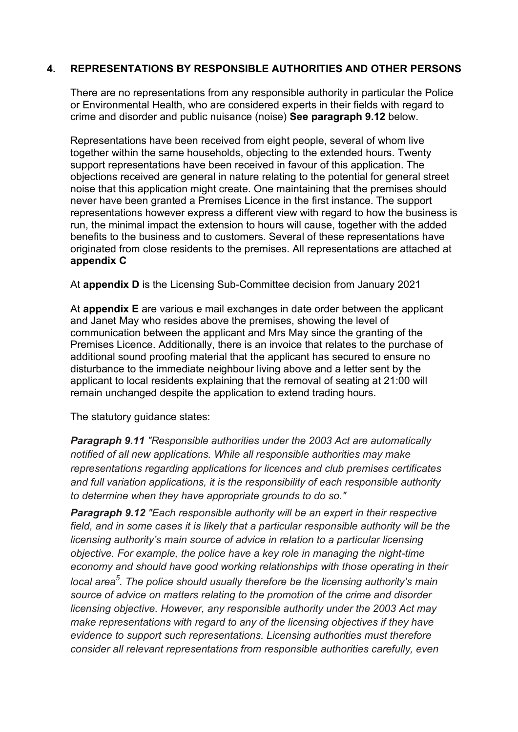## 4. REPRESENTATIONS BY RESPONSIBLE AUTHORITIES AND OTHER PERSONS

There are no representations from any responsible authority in particular the Police or Environmental Health, who are considered experts in their fields with regard to crime and disorder and public nuisance (noise) **See paragraph 9.12** below.

Representations have been received from eight people, several of whom live together within the same households, objecting to the extended hours. Twenty support representations have been received in favour of this application. The objections received are general in nature relating to the potential for general street noise that this application might create. One maintaining that the premises should never have been granted a Premises Licence in the first instance. The support representations however express a different view with regard to how the business is run, the minimal impact the extension to hours will cause, together with the added benefits to the business and to customers. Several of these representations have originated from close residents to the premises. All representations are attached at **appendix C**

At **appendix D** is the Licensing Sub-Committee decision from January 2021

At **appendix E** are various e mail exchanges in date order between the applicant and Janet May who resides above the premises, showing the level of communication between the applicant and Mrs May since the granting of the Premises Licence. Additionally, there is an invoice that relates to the purchase of additional sound proofing material that the applicant has secured to ensure no disturbance to the immediate neighbour living above and a letter sent by the applicant to local residents explaining that the removal of seating at 21:00 will remain unchanged despite the application to extend trading hours.

The statutory guidance states:

***Paragraph 9.11*** *"Responsible authorities under the 2003 Act are automatically notified of all new applications. While all responsible authorities may make representations regarding applications for licences and club premises certificates and full variation applications, it is the responsibility of each responsible authority to determine when they have appropriate grounds to do so."*

***Paragraph 9.12*** *"Each responsible authority will be an expert in their respective field, and in some cases it is likely that a particular responsible authority will be the licensing authority's main source of advice in relation to a particular licensing objective. For example, the police have a key role in managing the night-time economy and should have good working relationships with those operating in their local area[5]. The police should usually therefore be the licensing authority's main source of advice on matters relating to the promotion of the crime and disorder licensing objective. However, any responsible authority under the 2003 Act may make representations with regard to any of the licensing objectives if they have evidence to support such representations. Licensing authorities must therefore consider all relevant representations from responsible authorities carefully, even*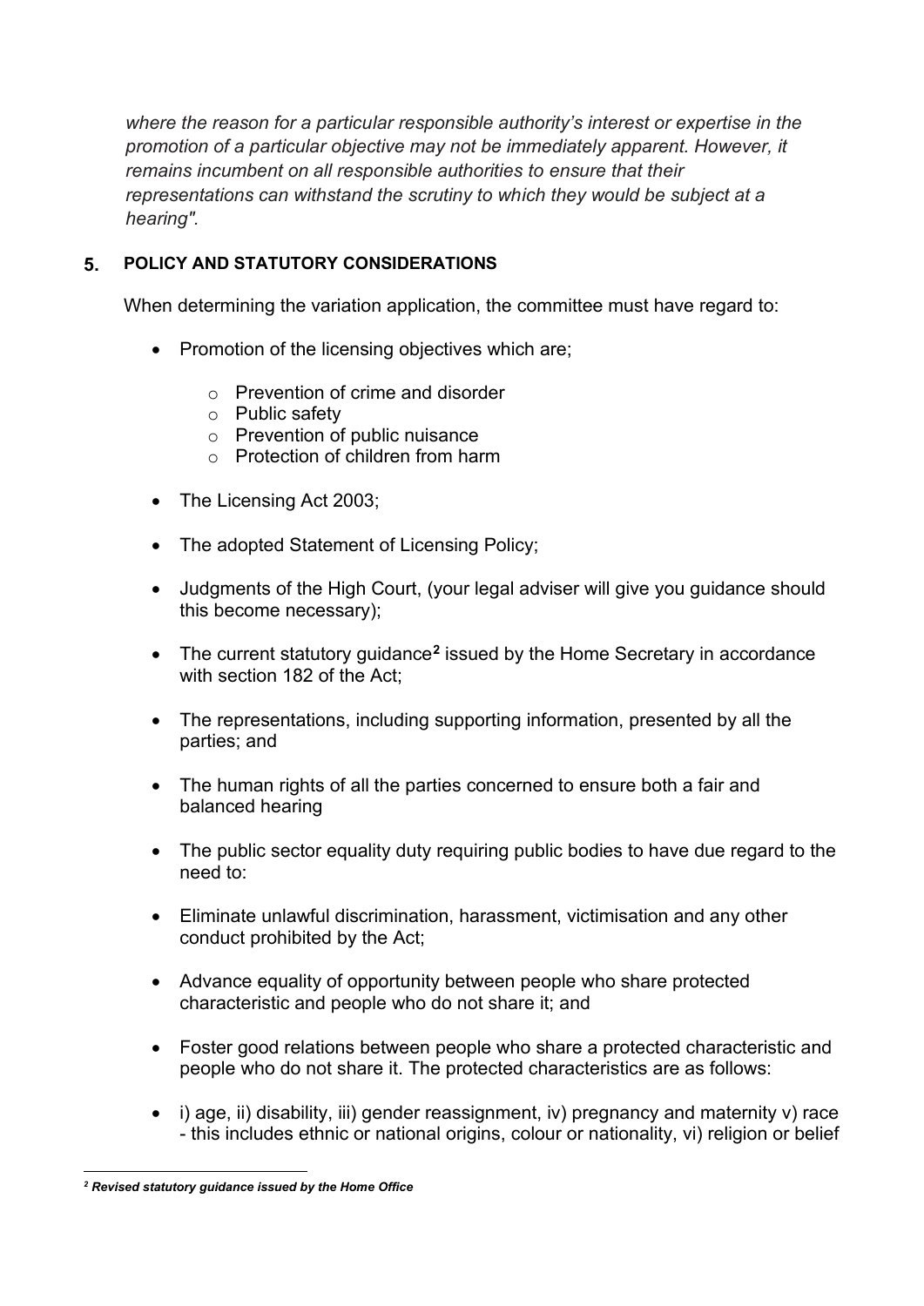*where the reason for a particular responsible authority's interest or expertise in the promotion of a particular objective may not be immediately apparent. However, it remains incumbent on all responsible authorities to ensure that their representations can withstand the scrutiny to which they would be subject at a hearing".*

## 5. POLICY AND STATUTORY CONSIDERATIONS

When determining the variation application, the committee must have regard to:

- Promotion of the licensing objectives which are;
  - Prevention of crime and disorder
  - Public safety
  - Prevention of public nuisance
  - Protection of children from harm
- The Licensing Act 2003;
- The adopted Statement of Licensing Policy;
- Judgments of the High Court, (your legal adviser will give you guidance should this become necessary);
- The current statutory guidance[2] issued by the Home Secretary in accordance with section 182 of the Act;
- The representations, including supporting information, presented by all the parties; and
- The human rights of all the parties concerned to ensure both a fair and balanced hearing
- The public sector equality duty requiring public bodies to have due regard to the need to:
- Eliminate unlawful discrimination, harassment, victimisation and any other conduct prohibited by the Act;
- Advance equality of opportunity between people who share protected characteristic and people who do not share it; and
- Foster good relations between people who share a protected characteristic and people who do not share it. The protected characteristics are as follows:
- i) age, ii) disability, iii) gender reassignment, iv) pregnancy and maternity v) race - this includes ethnic or national origins, colour or nationality, vi) religion or belief

---

[2] ***Revised statutory guidance issued by the Home Office***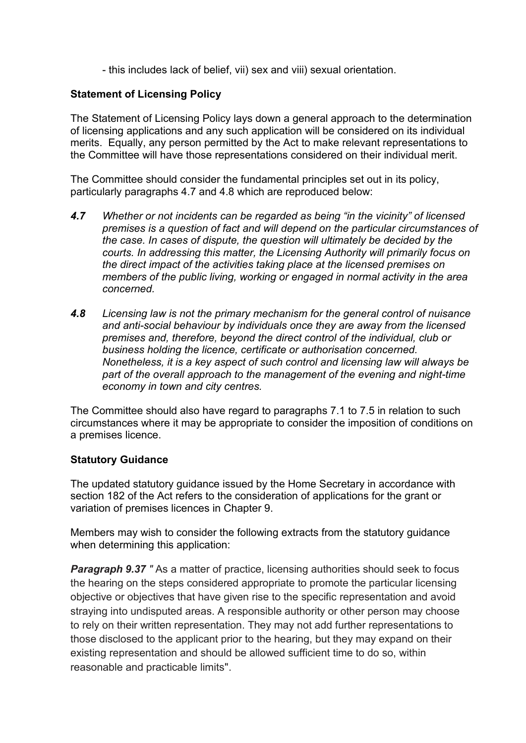- this includes lack of belief, vii) sex and viii) sexual orientation.

**Statement of Licensing Policy**

The Statement of Licensing Policy lays down a general approach to the determination of licensing applications and any such application will be considered on its individual merits. Equally, any person permitted by the Act to make relevant representations to the Committee will have those representations considered on their individual merit.

The Committee should consider the fundamental principles set out in its policy, particularly paragraphs 4.7 and 4.8 which are reproduced below:

***4.7*** *Whether or not incidents can be regarded as being "in the vicinity" of licensed premises is a question of fact and will depend on the particular circumstances of the case. In cases of dispute, the question will ultimately be decided by the courts. In addressing this matter, the Licensing Authority will primarily focus on the direct impact of the activities taking place at the licensed premises on members of the public living, working or engaged in normal activity in the area concerned.*

***4.8*** *Licensing law is not the primary mechanism for the general control of nuisance and anti-social behaviour by individuals once they are away from the licensed premises and, therefore, beyond the direct control of the individual, club or business holding the licence, certificate or authorisation concerned. Nonetheless, it is a key aspect of such control and licensing law will always be part of the overall approach to the management of the evening and night-time economy in town and city centres.*

The Committee should also have regard to paragraphs 7.1 to 7.5 in relation to such circumstances where it may be appropriate to consider the imposition of conditions on a premises licence.

**Statutory Guidance**

The updated statutory guidance issued by the Home Secretary in accordance with section 182 of the Act refers to the consideration of applications for the grant or variation of premises licences in Chapter 9.

Members may wish to consider the following extracts from the statutory guidance when determining this application:

***Paragraph 9.37 "*** As a matter of practice, licensing authorities should seek to focus the hearing on the steps considered appropriate to promote the particular licensing objective or objectives that have given rise to the specific representation and avoid straying into undisputed areas. A responsible authority or other person may choose to rely on their written representation. They may not add further representations to those disclosed to the applicant prior to the hearing, but they may expand on their existing representation and should be allowed sufficient time to do so, within reasonable and practicable limits".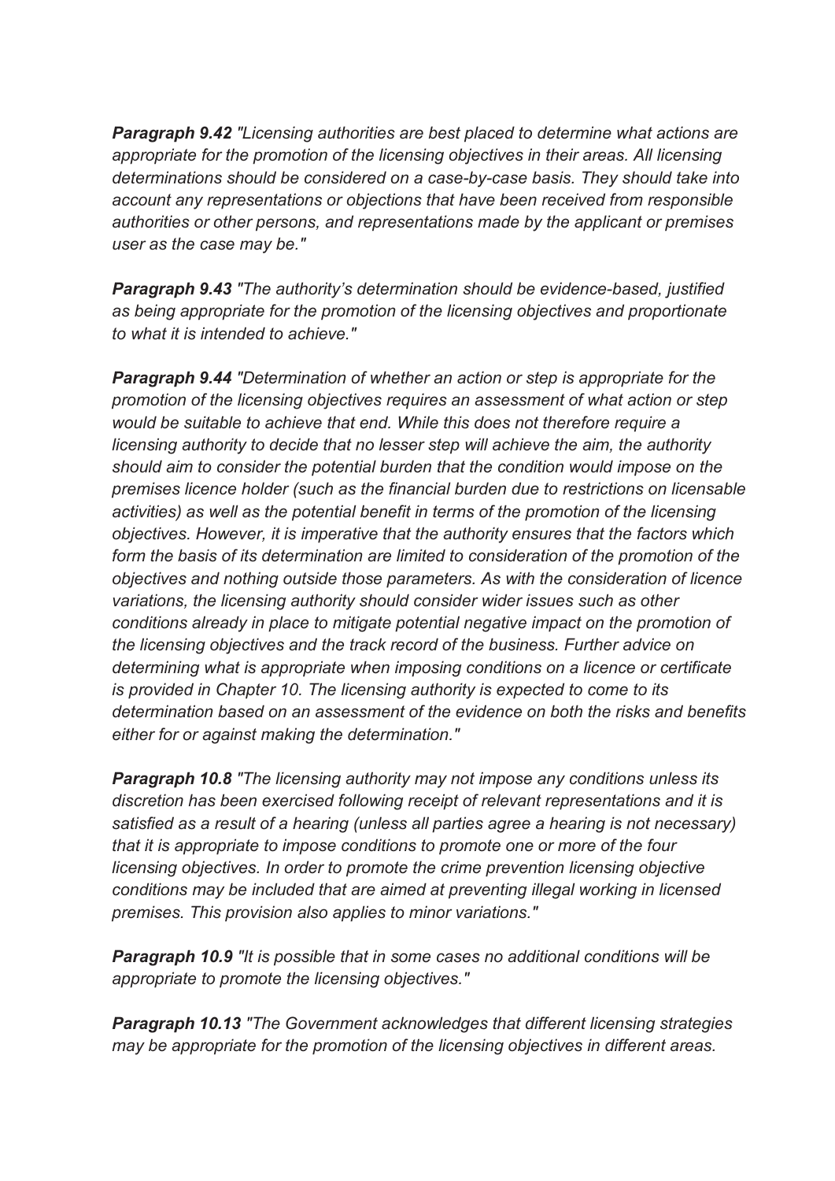***Paragraph 9.42*** *"Licensing authorities are best placed to determine what actions are appropriate for the promotion of the licensing objectives in their areas. All licensing determinations should be considered on a case-by-case basis. They should take into account any representations or objections that have been received from responsible authorities or other persons, and representations made by the applicant or premises user as the case may be."*

***Paragraph 9.43*** *"The authority's determination should be evidence-based, justified as being appropriate for the promotion of the licensing objectives and proportionate to what it is intended to achieve."*

***Paragraph 9.44*** *"Determination of whether an action or step is appropriate for the promotion of the licensing objectives requires an assessment of what action or step would be suitable to achieve that end. While this does not therefore require a licensing authority to decide that no lesser step will achieve the aim, the authority should aim to consider the potential burden that the condition would impose on the premises licence holder (such as the financial burden due to restrictions on licensable activities) as well as the potential benefit in terms of the promotion of the licensing objectives. However, it is imperative that the authority ensures that the factors which form the basis of its determination are limited to consideration of the promotion of the objectives and nothing outside those parameters. As with the consideration of licence variations, the licensing authority should consider wider issues such as other conditions already in place to mitigate potential negative impact on the promotion of the licensing objectives and the track record of the business. Further advice on determining what is appropriate when imposing conditions on a licence or certificate is provided in Chapter 10. The licensing authority is expected to come to its determination based on an assessment of the evidence on both the risks and benefits either for or against making the determination."*

***Paragraph 10.8*** *"The licensing authority may not impose any conditions unless its discretion has been exercised following receipt of relevant representations and it is satisfied as a result of a hearing (unless all parties agree a hearing is not necessary) that it is appropriate to impose conditions to promote one or more of the four licensing objectives. In order to promote the crime prevention licensing objective conditions may be included that are aimed at preventing illegal working in licensed premises. This provision also applies to minor variations."*

***Paragraph 10.9*** *"It is possible that in some cases no additional conditions will be appropriate to promote the licensing objectives."*

***Paragraph 10.13*** *"The Government acknowledges that different licensing strategies may be appropriate for the promotion of the licensing objectives in different areas.*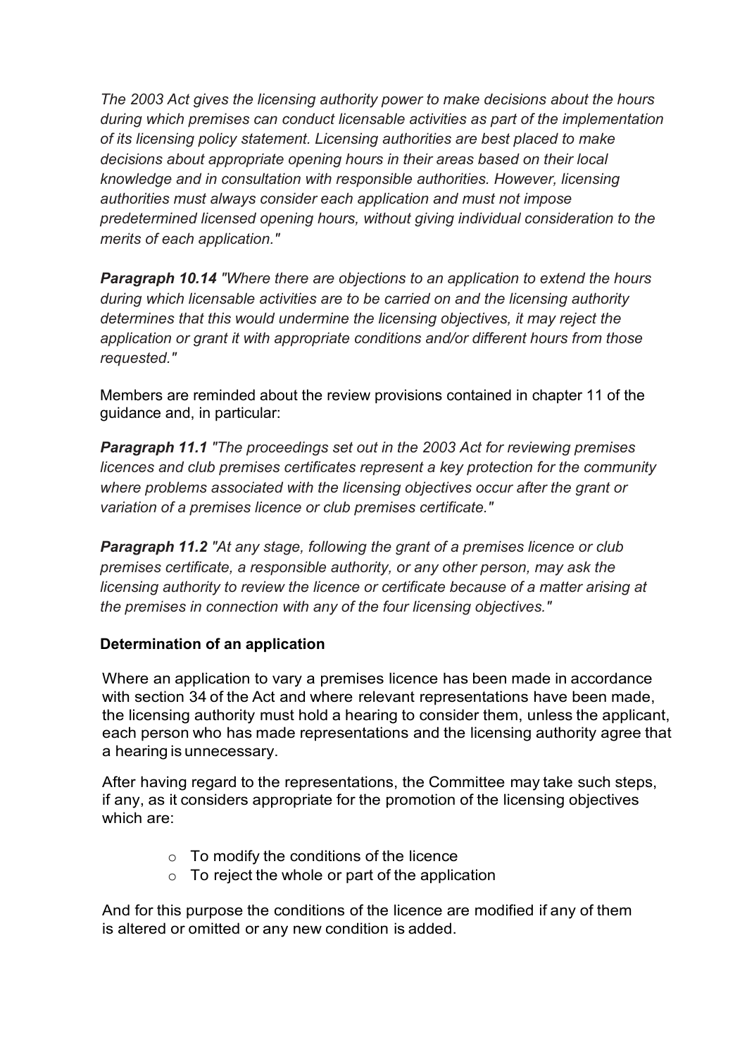*The 2003 Act gives the licensing authority power to make decisions about the hours during which premises can conduct licensable activities as part of the implementation of its licensing policy statement. Licensing authorities are best placed to make decisions about appropriate opening hours in their areas based on their local knowledge and in consultation with responsible authorities. However, licensing authorities must always consider each application and must not impose predetermined licensed opening hours, without giving individual consideration to the merits of each application."*

***Paragraph 10.14*** *"Where there are objections to an application to extend the hours during which licensable activities are to be carried on and the licensing authority determines that this would undermine the licensing objectives, it may reject the application or grant it with appropriate conditions and/or different hours from those requested."*

Members are reminded about the review provisions contained in chapter 11 of the guidance and, in particular:

***Paragraph 11.1*** *"The proceedings set out in the 2003 Act for reviewing premises licences and club premises certificates represent a key protection for the community where problems associated with the licensing objectives occur after the grant or variation of a premises licence or club premises certificate."*

***Paragraph 11.2*** *"At any stage, following the grant of a premises licence or club premises certificate, a responsible authority, or any other person, may ask the licensing authority to review the licence or certificate because of a matter arising at the premises in connection with any of the four licensing objectives."*

**Determination of an application**

Where an application to vary a premises licence has been made in accordance with section 34 of the Act and where relevant representations have been made, the licensing authority must hold a hearing to consider them, unless the applicant, each person who has made representations and the licensing authority agree that a hearing is unnecessary.

After having regard to the representations, the Committee may take such steps, if any, as it considers appropriate for the promotion of the licensing objectives which are:

- To modify the conditions of the licence
- To reject the whole or part of the application

And for this purpose the conditions of the licence are modified if any of them is altered or omitted or any new condition is added.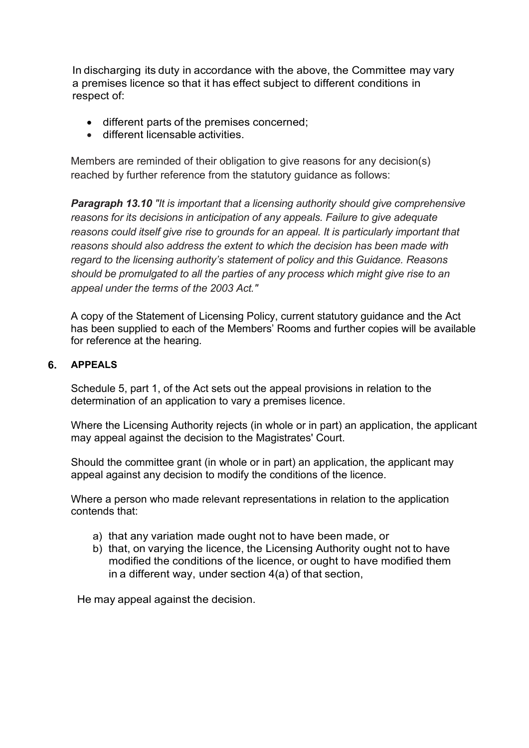In discharging its duty in accordance with the above, the Committee may vary a premises licence so that it has effect subject to different conditions in respect of:

- different parts of the premises concerned;
- different licensable activities.

Members are reminded of their obligation to give reasons for any decision(s) reached by further reference from the statutory guidance as follows:

***Paragraph 13.10*** *"It is important that a licensing authority should give comprehensive reasons for its decisions in anticipation of any appeals. Failure to give adequate reasons could itself give rise to grounds for an appeal. It is particularly important that reasons should also address the extent to which the decision has been made with regard to the licensing authority's statement of policy and this Guidance. Reasons should be promulgated to all the parties of any process which might give rise to an appeal under the terms of the 2003 Act."*

A copy of the Statement of Licensing Policy, current statutory guidance and the Act has been supplied to each of the Members' Rooms and further copies will be available for reference at the hearing.

## 6. APPEALS

Schedule 5, part 1, of the Act sets out the appeal provisions in relation to the determination of an application to vary a premises licence.

Where the Licensing Authority rejects (in whole or in part) an application, the applicant may appeal against the decision to the Magistrates' Court.

Should the committee grant (in whole or in part) an application, the applicant may appeal against any decision to modify the conditions of the licence.

Where a person who made relevant representations in relation to the application contends that:

a) that any variation made ought not to have been made, or
b) that, on varying the licence, the Licensing Authority ought not to have modified the conditions of the licence, or ought to have modified them in a different way, under section 4(a) of that section,

He may appeal against the decision.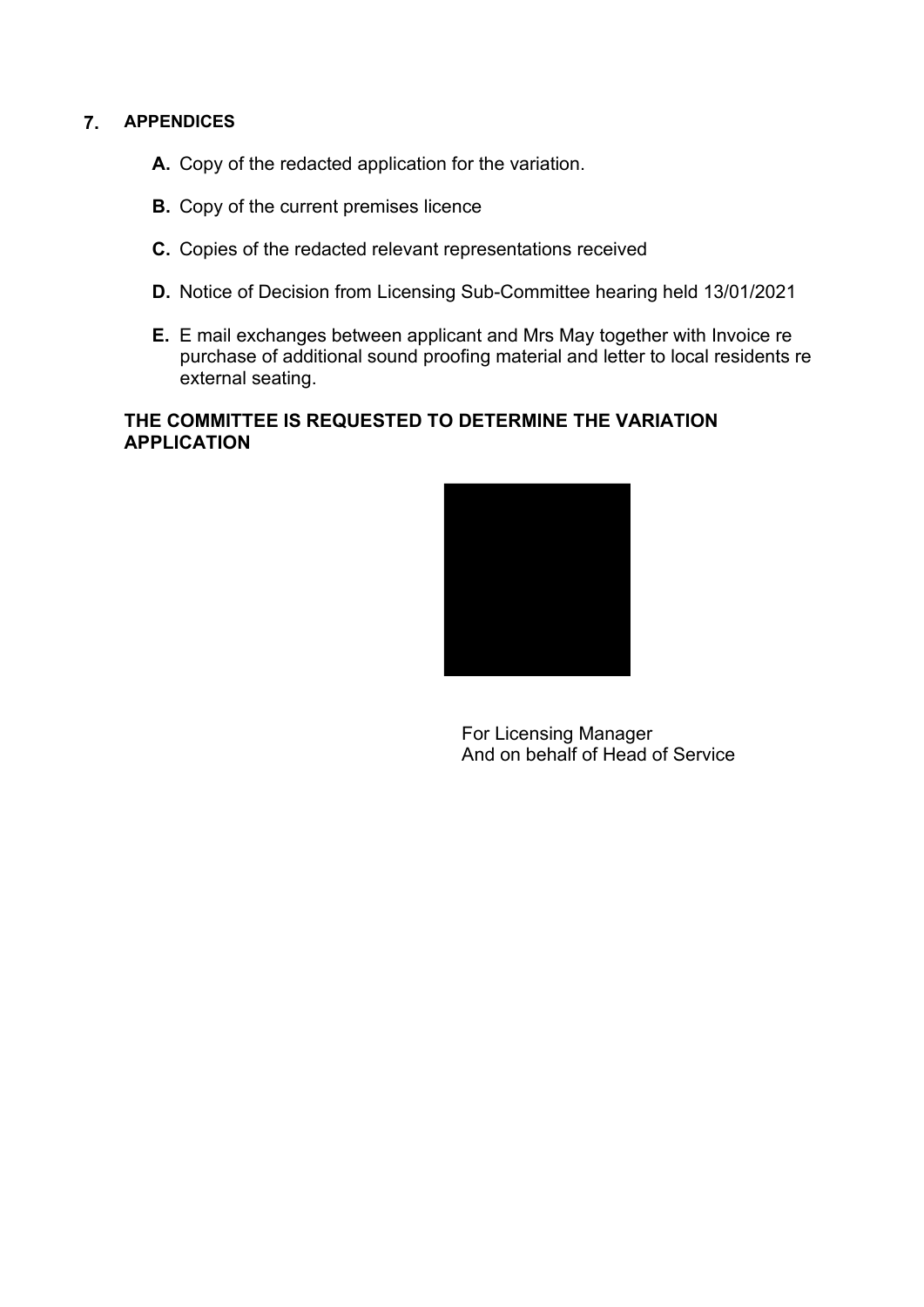## 7. APPENDICES

**A.** Copy of the redacted application for the variation.

**B.** Copy of the current premises licence

**C.** Copies of the redacted relevant representations received

**D.** Notice of Decision from Licensing Sub-Committee hearing held 13/01/2021

**E.** E mail exchanges between applicant and Mrs May together with Invoice re purchase of additional sound proofing material and letter to local residents re external seating.

**THE COMMITTEE IS REQUESTED TO DETERMINE THE VARIATION APPLICATION**

For Licensing Manager
And on behalf of Head of Service